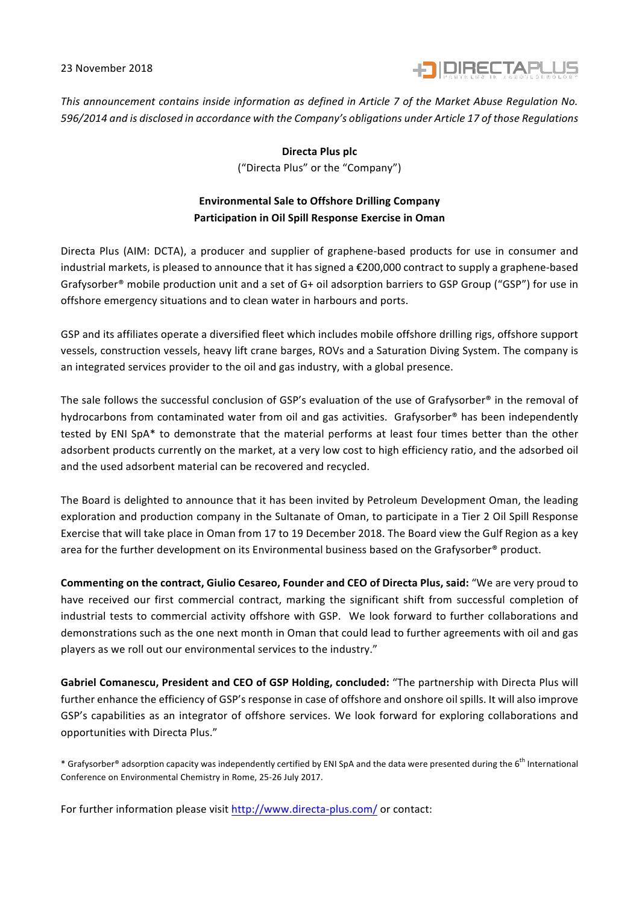23 November 2018

*This announcement contains inside information as defined in Article 7 of the Market Abuse Regulation No. 596/2014 and is disclosed in accordance with the Company's obligations under Article 17 of those Regulations*

**Directa Plus plc**

("Directa Plus" or the "Company")

**Environmental Sale to Offshore Drilling Company**
**Participation in Oil Spill Response Exercise in Oman**

Directa Plus (AIM: DCTA), a producer and supplier of graphene-based products for use in consumer and industrial markets, is pleased to announce that it has signed a €200,000 contract to supply a graphene-based Grafysorber® mobile production unit and a set of G+ oil adsorption barriers to GSP Group ("GSP") for use in offshore emergency situations and to clean water in harbours and ports.

GSP and its affiliates operate a diversified fleet which includes mobile offshore drilling rigs, offshore support vessels, construction vessels, heavy lift crane barges, ROVs and a Saturation Diving System. The company is an integrated services provider to the oil and gas industry, with a global presence.

The sale follows the successful conclusion of GSP's evaluation of the use of Grafysorber® in the removal of hydrocarbons from contaminated water from oil and gas activities. Grafysorber® has been independently tested by ENI SpA* to demonstrate that the material performs at least four times better than the other adsorbent products currently on the market, at a very low cost to high efficiency ratio, and the adsorbed oil and the used adsorbent material can be recovered and recycled.

The Board is delighted to announce that it has been invited by Petroleum Development Oman, the leading exploration and production company in the Sultanate of Oman, to participate in a Tier 2 Oil Spill Response Exercise that will take place in Oman from 17 to 19 December 2018. The Board view the Gulf Region as a key area for the further development on its Environmental business based on the Grafysorber® product.

**Commenting on the contract, Giulio Cesareo, Founder and CEO of Directa Plus, said:** "We are very proud to have received our first commercial contract, marking the significant shift from successful completion of industrial tests to commercial activity offshore with GSP. We look forward to further collaborations and demonstrations such as the one next month in Oman that could lead to further agreements with oil and gas players as we roll out our environmental services to the industry."

**Gabriel Comanescu, President and CEO of GSP Holding, concluded:** "The partnership with Directa Plus will further enhance the efficiency of GSP's response in case of offshore and onshore oil spills. It will also improve GSP's capabilities as an integrator of offshore services. We look forward for exploring collaborations and opportunities with Directa Plus."

\* Grafysorber® adsorption capacity was independently certified by ENI SpA and the data were presented during the 6th International Conference on Environmental Chemistry in Rome, 25-26 July 2017.

For further information please visit http://www.directa-plus.com/ or contact: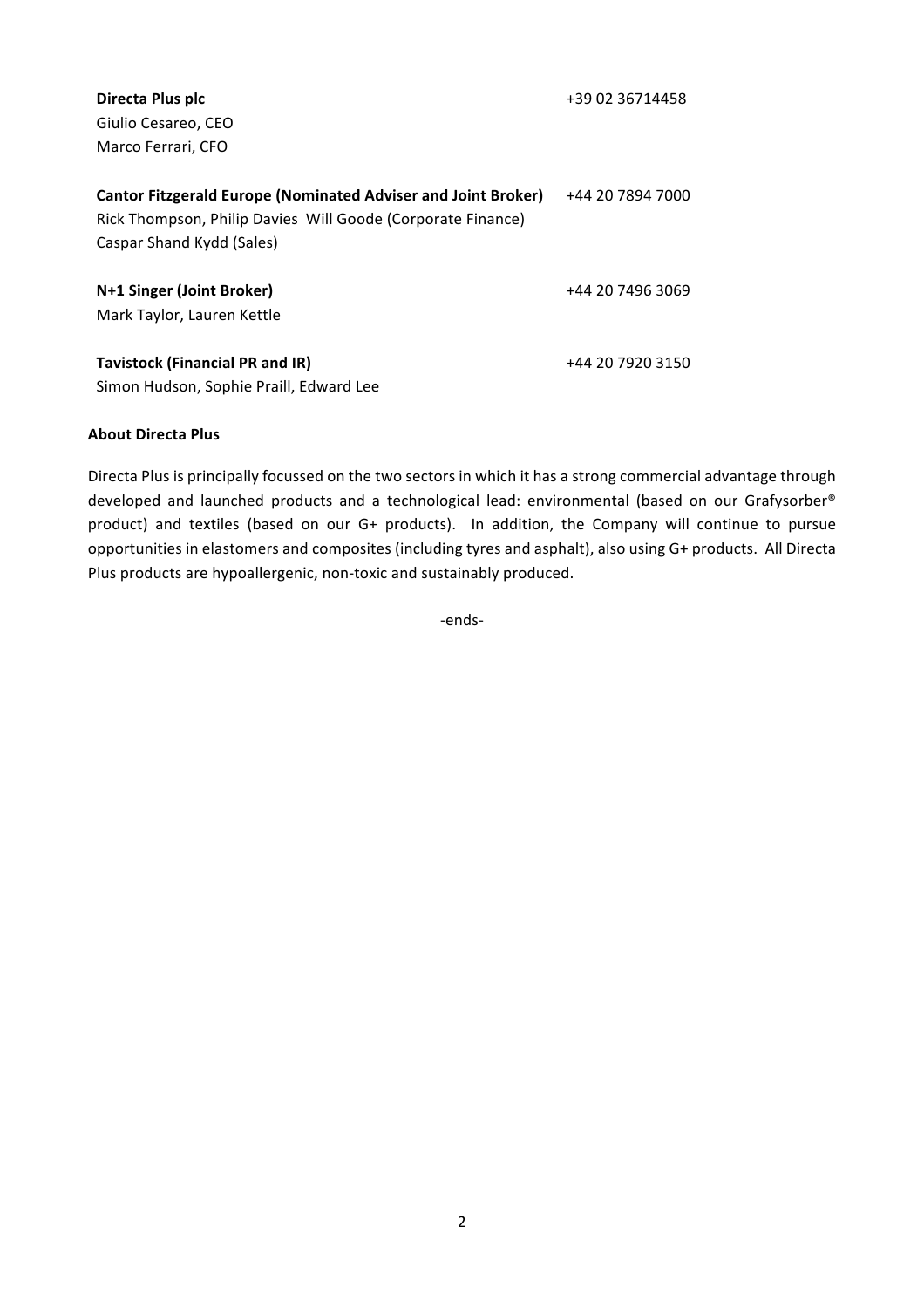**Directa Plus plc** +39 02 36714458
Giulio Cesareo, CEO
Marco Ferrari, CFO

**Cantor Fitzgerald Europe (Nominated Adviser and Joint Broker)** +44 20 7894 7000
Rick Thompson, Philip Davies Will Goode (Corporate Finance)
Caspar Shand Kydd (Sales)

**N+1 Singer (Joint Broker)** +44 20 7496 3069
Mark Taylor, Lauren Kettle

**Tavistock (Financial PR and IR)** +44 20 7920 3150
Simon Hudson, Sophie Praill, Edward Lee

**About Directa Plus**

Directa Plus is principally focussed on the two sectors in which it has a strong commercial advantage through developed and launched products and a technological lead: environmental (based on our Grafysorber® product) and textiles (based on our G+ products). In addition, the Company will continue to pursue opportunities in elastomers and composites (including tyres and asphalt), also using G+ products. All Directa Plus products are hypoallergenic, non-toxic and sustainably produced.

-ends-